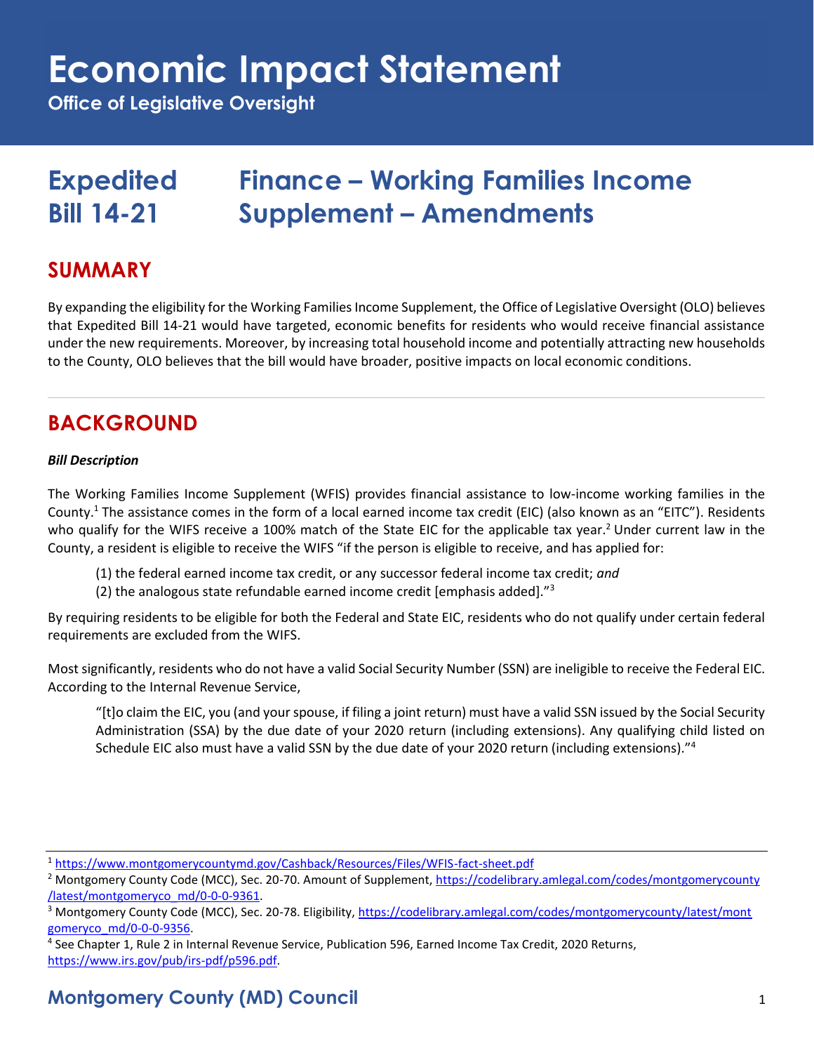# Economic Impact Statement

**Office of Legislative Oversight**

# Expedited Bill 14-21 — Finance – Working Families Income Supplement – Amendments

## SUMMARY

By expanding the eligibility for the Working Families Income Supplement, the Office of Legislative Oversight (OLO) believes that Expedited Bill 14-21 would have targeted, economic benefits for residents who would receive financial assistance under the new requirements. Moreover, by increasing total household income and potentially attracting new households to the County, OLO believes that the bill would have broader, positive impacts on local economic conditions.

## BACKGROUND

***Bill Description***

The Working Families Income Supplement (WFIS) provides financial assistance to low-income working families in the County.[1] The assistance comes in the form of a local earned income tax credit (EIC) (also known as an "EITC"). Residents who qualify for the WIFS receive a 100% match of the State EIC for the applicable tax year.[2] Under current law in the County, a resident is eligible to receive the WIFS "if the person is eligible to receive, and has applied for:

> (1) the federal earned income tax credit, or any successor federal income tax credit; *and*
> (2) the analogous state refundable earned income credit [emphasis added]."[3]

By requiring residents to be eligible for both the Federal and State EIC, residents who do not qualify under certain federal requirements are excluded from the WIFS.

Most significantly, residents who do not have a valid Social Security Number (SSN) are ineligible to receive the Federal EIC. According to the Internal Revenue Service,

> "[t]o claim the EIC, you (and your spouse, if filing a joint return) must have a valid SSN issued by the Social Security Administration (SSA) by the due date of your 2020 return (including extensions). Any qualifying child listed on Schedule EIC also must have a valid SSN by the due date of your 2020 return (including extensions)."[4]

---

[1] https://www.montgomerycountymd.gov/Cashback/Resources/Files/WFIS-fact-sheet.pdf

[2] Montgomery County Code (MCC), Sec. 20-70. Amount of Supplement, https://codelibrary.amlegal.com/codes/montgomerycounty/latest/montgomeryco_md/0-0-0-9361.

[3] Montgomery County Code (MCC), Sec. 20-78. Eligibility, https://codelibrary.amlegal.com/codes/montgomerycounty/latest/montgomeryco_md/0-0-0-9356.

[4] See Chapter 1, Rule 2 in Internal Revenue Service, Publication 596, Earned Income Tax Credit, 2020 Returns, https://www.irs.gov/pub/irs-pdf/p596.pdf.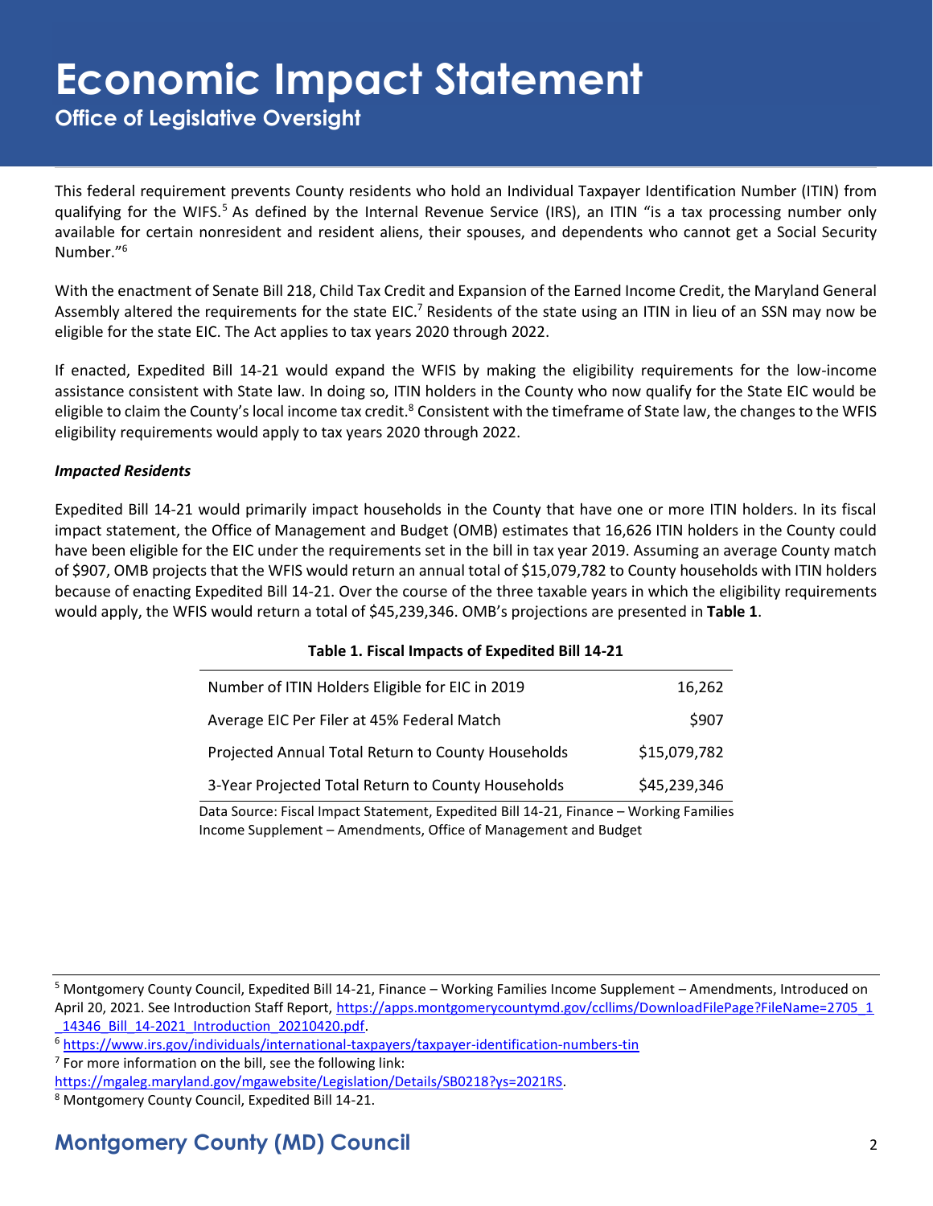This federal requirement prevents County residents who hold an Individual Taxpayer Identification Number (ITIN) from qualifying for the WIFS.[5] As defined by the Internal Revenue Service (IRS), an ITIN "is a tax processing number only available for certain nonresident and resident aliens, their spouses, and dependents who cannot get a Social Security Number."[6]

With the enactment of Senate Bill 218, Child Tax Credit and Expansion of the Earned Income Credit, the Maryland General Assembly altered the requirements for the state EIC.[7] Residents of the state using an ITIN in lieu of an SSN may now be eligible for the state EIC. The Act applies to tax years 2020 through 2022.

If enacted, Expedited Bill 14-21 would expand the WFIS by making the eligibility requirements for the low-income assistance consistent with State law. In doing so, ITIN holders in the County who now qualify for the State EIC would be eligible to claim the County's local income tax credit.[8] Consistent with the timeframe of State law, the changes to the WFIS eligibility requirements would apply to tax years 2020 through 2022.

***Impacted Residents***

Expedited Bill 14-21 would primarily impact households in the County that have one or more ITIN holders. In its fiscal impact statement, the Office of Management and Budget (OMB) estimates that 16,626 ITIN holders in the County could have been eligible for the EIC under the requirements set in the bill in tax year 2019. Assuming an average County match of $907, OMB projects that the WFIS would return an annual total of $15,079,782 to County households with ITIN holders because of enacting Expedited Bill 14-21. Over the course of the three taxable years in which the eligibility requirements would apply, the WFIS would return a total of $45,239,346. OMB's projections are presented in **Table 1**.

**Table 1. Fiscal Impacts of Expedited Bill 14-21**

| | |
|---|---:|
| Number of ITIN Holders Eligible for EIC in 2019 | 16,262 |
| Average EIC Per Filer at 45% Federal Match | $907 |
| Projected Annual Total Return to County Households | $15,079,782 |
| 3-Year Projected Total Return to County Households | $45,239,346 |

Data Source: Fiscal Impact Statement, Expedited Bill 14-21, Finance – Working Families Income Supplement – Amendments, Office of Management and Budget

---

[5] Montgomery County Council, Expedited Bill 14-21, Finance – Working Families Income Supplement – Amendments, Introduced on April 20, 2021. See Introduction Staff Report, https://apps.montgomerycountymd.gov/ccllims/DownloadFilePage?FileName=2705_1_14346_Bill_14-2021_Introduction_20210420.pdf.

[6] https://www.irs.gov/individuals/international-taxpayers/taxpayer-identification-numbers-tin

[7] For more information on the bill, see the following link: https://mgaleg.maryland.gov/mgawebsite/Legislation/Details/SB0218?ys=2021RS.

[8] Montgomery County Council, Expedited Bill 14-21.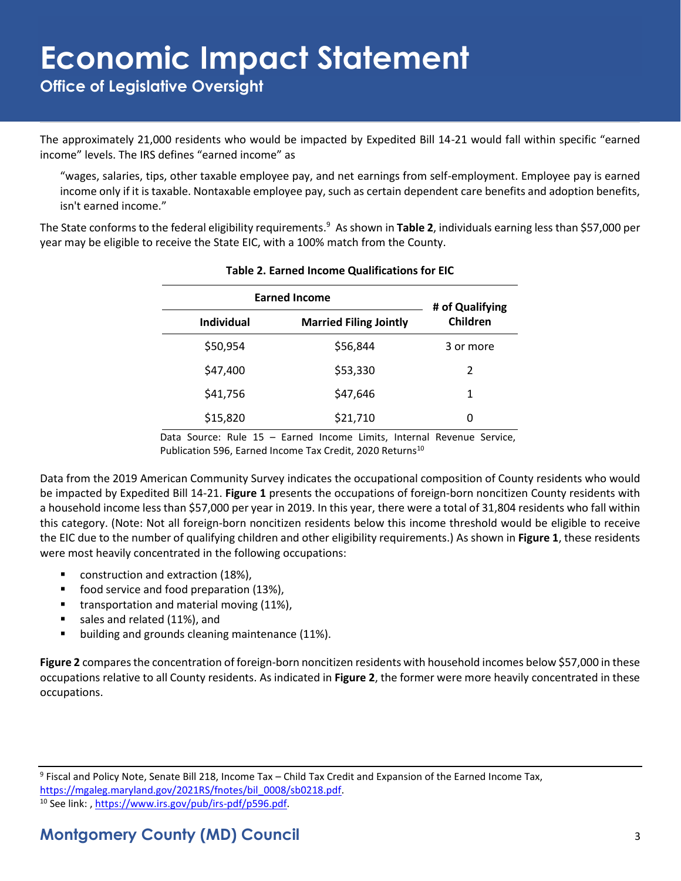The approximately 21,000 residents who would be impacted by Expedited Bill 14-21 would fall within specific "earned income" levels. The IRS defines "earned income" as

> "wages, salaries, tips, other taxable employee pay, and net earnings from self-employment. Employee pay is earned income only if it is taxable. Nontaxable employee pay, such as certain dependent care benefits and adoption benefits, isn't earned income."

The State conforms to the federal eligibility requirements.[9] As shown in **Table 2**, individuals earning less than $57,000 per year may be eligible to receive the State EIC, with a 100% match from the County.

**Table 2. Earned Income Qualifications for EIC**

| Earned Income | | # of Qualifying Children |
|---|---|---|
| **Individual** | **Married Filing Jointly** | |
| $50,954 | $56,844 | 3 or more |
| $47,400 | $53,330 | 2 |
| $41,756 | $47,646 | 1 |
| $15,820 | $21,710 | 0 |

Data Source: Rule 15 – Earned Income Limits, Internal Revenue Service, Publication 596, Earned Income Tax Credit, 2020 Returns[10]

Data from the 2019 American Community Survey indicates the occupational composition of County residents who would be impacted by Expedited Bill 14-21. **Figure 1** presents the occupations of foreign-born noncitizen County residents with a household income less than $57,000 per year in 2019. In this year, there were a total of 31,804 residents who fall within this category. (Note: Not all foreign-born noncitizen residents below this income threshold would be eligible to receive the EIC due to the number of qualifying children and other eligibility requirements.) As shown in **Figure 1**, these residents were most heavily concentrated in the following occupations:

- construction and extraction (18%),
- food service and food preparation (13%),
- transportation and material moving (11%),
- sales and related (11%), and
- building and grounds cleaning maintenance (11%).

**Figure 2** compares the concentration of foreign-born noncitizen residents with household incomes below $57,000 in these occupations relative to all County residents. As indicated in **Figure 2**, the former were more heavily concentrated in these occupations.

---

[9] Fiscal and Policy Note, Senate Bill 218, Income Tax – Child Tax Credit and Expansion of the Earned Income Tax, https://mgaleg.maryland.gov/2021RS/fnotes/bil_0008/sb0218.pdf.

[10] See link: , https://www.irs.gov/pub/irs-pdf/p596.pdf.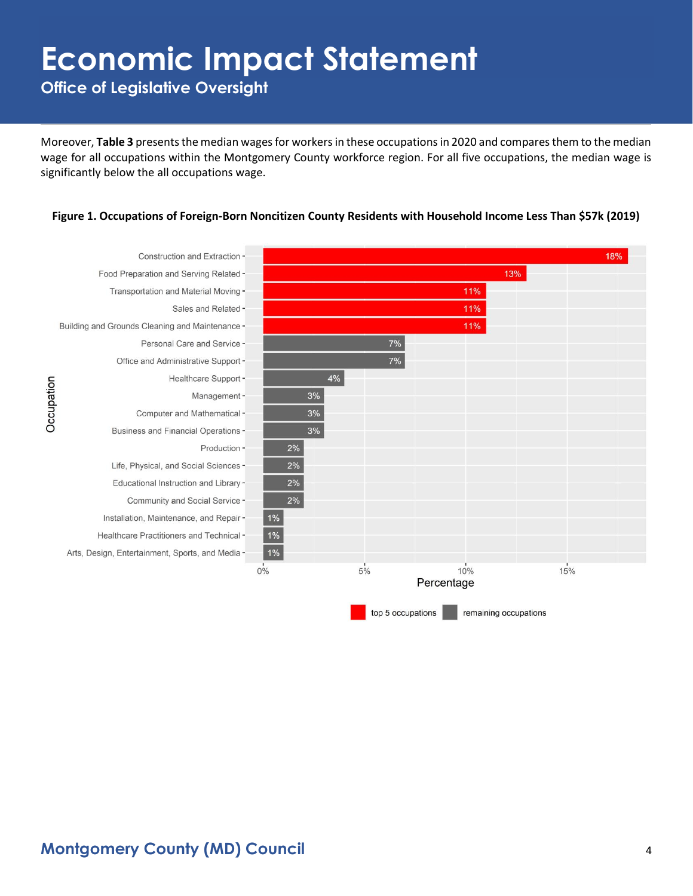Moreover, **Table 3** presents the median wages for workers in these occupations in 2020 and compares them to the median wage for all occupations within the Montgomery County workforce region. For all five occupations, the median wage is significantly below the all occupations wage.

**Figure 1. Occupations of Foreign-Born Noncitizen County Residents with Household Income Less Than $57k (2019)**

| Occupation | Percentage |
| --- | --- |
| Construction and Extraction | 18% |
| Food Preparation and Serving Related | 13% |
| Transportation and Material Moving | 11% |
| Sales and Related | 11% |
| Building and Grounds Cleaning and Maintenance | 11% |
| Personal Care and Service | 7% |
| Office and Administrative Support | 7% |
| Healthcare Support | 4% |
| Management | 3% |
| Computer and Mathematical | 3% |
| Business and Financial Operations | 3% |
| Production | 2% |
| Life, Physical, and Social Sciences | 2% |
| Educational Instruction and Library | 2% |
| Community and Social Service | 2% |
| Installation, Maintenance, and Repair | 1% |
| Healthcare Practitioners and Technical | 1% |
| Arts, Design, Entertainment, Sports, and Media | 1% |

top 5 occupations: Construction and Extraction; Food Preparation and Serving Related; Transportation and Material Moving; Sales and Related; Building and Grounds Cleaning and Maintenance. All others: remaining occupations.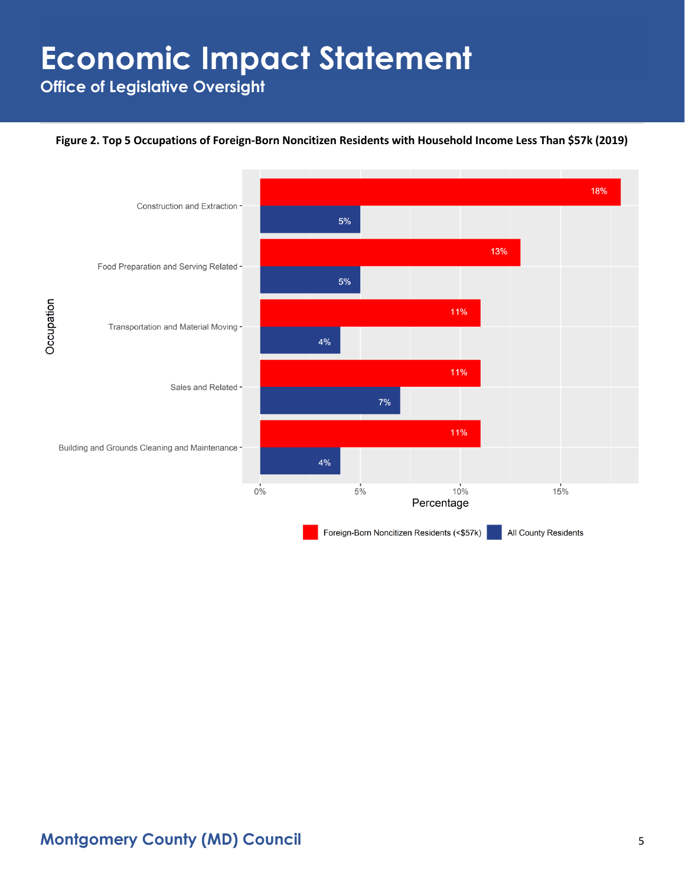**Figure 2. Top 5 Occupations of Foreign-Born Noncitizen Residents with Household Income Less Than $57k (2019)**

| Occupation | Foreign-Born Noncitizen Residents (<$57k) | All County Residents |
| --- | --- | --- |
| Construction and Extraction | 18% | 5% |
| Food Preparation and Serving Related | 13% | 5% |
| Transportation and Material Moving | 11% | 4% |
| Sales and Related | 11% | 7% |
| Building and Grounds Cleaning and Maintenance | 11% | 4% |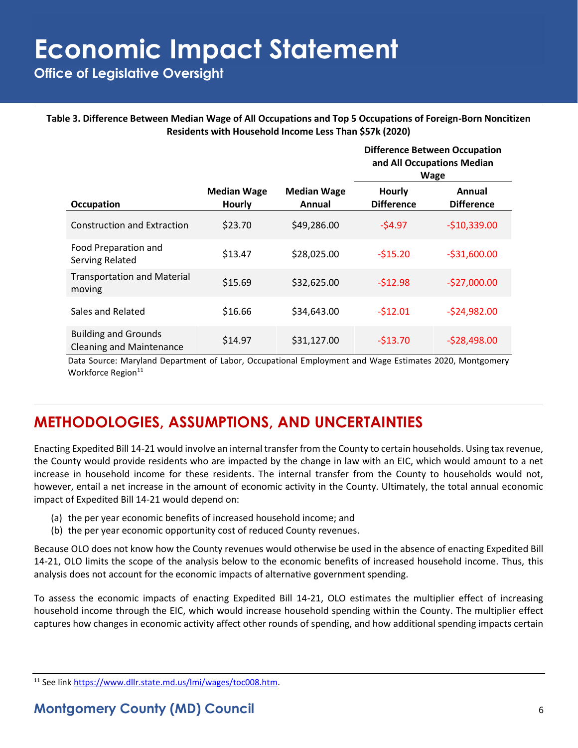**Table 3. Difference Between Median Wage of All Occupations and Top 5 Occupations of Foreign-Born Noncitizen Residents with Household Income Less Than $57k (2020)**

| Occupation | Median Wage Hourly | Median Wage Annual | Difference Between Occupation and All Occupations Median Wage | |
|---|---|---|---|---|
| | | | Hourly Difference | Annual Difference |
| Construction and Extraction | $23.70 | $49,286.00 | -$4.97 | -$10,339.00 |
| Food Preparation and Serving Related | $13.47 | $28,025.00 | -$15.20 | -$31,600.00 |
| Transportation and Material moving | $15.69 | $32,625.00 | -$12.98 | -$27,000.00 |
| Sales and Related | $16.66 | $34,643.00 | -$12.01 | -$24,982.00 |
| Building and Grounds Cleaning and Maintenance | $14.97 | $31,127.00 | -$13.70 | -$28,498.00 |

Data Source: Maryland Department of Labor, Occupational Employment and Wage Estimates 2020, Montgomery Workforce Region[11]

## METHODOLOGIES, ASSUMPTIONS, AND UNCERTAINTIES

Enacting Expedited Bill 14-21 would involve an internal transfer from the County to certain households. Using tax revenue, the County would provide residents who are impacted by the change in law with an EIC, which would amount to a net increase in household income for these residents. The internal transfer from the County to households would not, however, entail a net increase in the amount of economic activity in the County. Ultimately, the total annual economic impact of Expedited Bill 14-21 would depend on:

(a) the per year economic benefits of increased household income; and
(b) the per year economic opportunity cost of reduced County revenues.

Because OLO does not know how the County revenues would otherwise be used in the absence of enacting Expedited Bill 14-21, OLO limits the scope of the analysis below to the economic benefits of increased household income. Thus, this analysis does not account for the economic impacts of alternative government spending.

To assess the economic impacts of enacting Expedited Bill 14-21, OLO estimates the multiplier effect of increasing household income through the EIC, which would increase household spending within the County. The multiplier effect captures how changes in economic activity affect other rounds of spending, and how additional spending impacts certain

[11] See link https://www.dllr.state.md.us/lmi/wages/toc008.htm.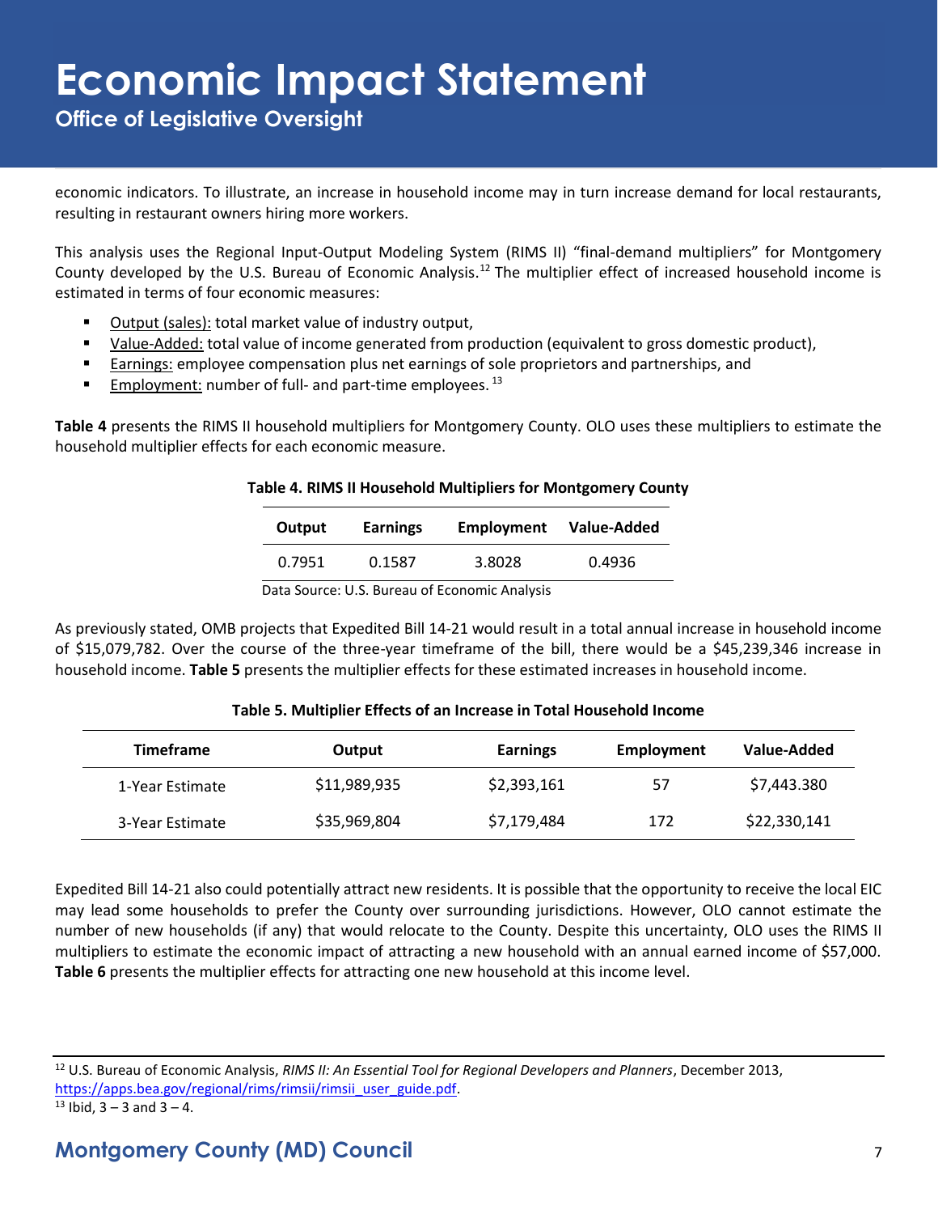economic indicators. To illustrate, an increase in household income may in turn increase demand for local restaurants, resulting in restaurant owners hiring more workers.

This analysis uses the Regional Input-Output Modeling System (RIMS II) "final-demand multipliers" for Montgomery County developed by the U.S. Bureau of Economic Analysis.[12] The multiplier effect of increased household income is estimated in terms of four economic measures:

- Output (sales): total market value of industry output,
- Value-Added: total value of income generated from production (equivalent to gross domestic product),
- Earnings: employee compensation plus net earnings of sole proprietors and partnerships, and
- Employment: number of full- and part-time employees.[13]

**Table 4** presents the RIMS II household multipliers for Montgomery County. OLO uses these multipliers to estimate the household multiplier effects for each economic measure.

**Table 4. RIMS II Household Multipliers for Montgomery County**

| Output | Earnings | Employment | Value-Added |
|---|---|---|---|
| 0.7951 | 0.1587 | 3.8028 | 0.4936 |

Data Source: U.S. Bureau of Economic Analysis

As previously stated, OMB projects that Expedited Bill 14-21 would result in a total annual increase in household income of $15,079,782. Over the course of the three-year timeframe of the bill, there would be a $45,239,346 increase in household income. **Table 5** presents the multiplier effects for these estimated increases in household income.

**Table 5. Multiplier Effects of an Increase in Total Household Income**

| Timeframe | Output | Earnings | Employment | Value-Added |
|---|---|---|---|---|
| 1-Year Estimate | $11,989,935 | $2,393,161 | 57 | $7,443.380 |
| 3-Year Estimate | $35,969,804 | $7,179,484 | 172 | $22,330,141 |

Expedited Bill 14-21 also could potentially attract new residents. It is possible that the opportunity to receive the local EIC may lead some households to prefer the County over surrounding jurisdictions. However, OLO cannot estimate the number of new households (if any) that would relocate to the County. Despite this uncertainty, OLO uses the RIMS II multipliers to estimate the economic impact of attracting a new household with an annual earned income of $57,000. **Table 6** presents the multiplier effects for attracting one new household at this income level.

---

[12] U.S. Bureau of Economic Analysis, *RIMS II: An Essential Tool for Regional Developers and Planners*, December 2013, https://apps.bea.gov/regional/rims/rimsii/rimsii_user_guide.pdf.

[13] Ibid, 3 – 3 and 3 – 4.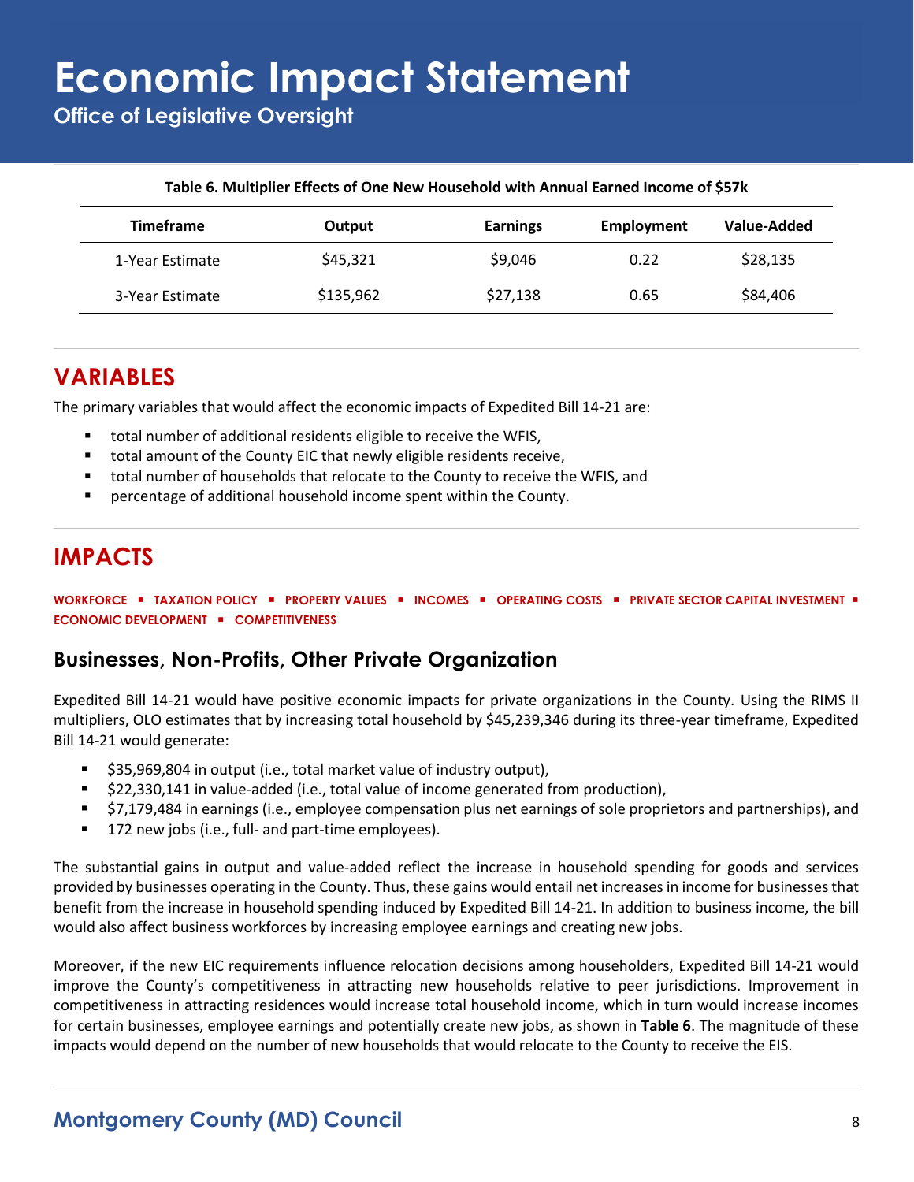**Table 6. Multiplier Effects of One New Household with Annual Earned Income of $57k**

| Timeframe | Output | Earnings | Employment | Value-Added |
|---|---|---|---|---|
| 1-Year Estimate | $45,321 | $9,046 | 0.22 | $28,135 |
| 3-Year Estimate | $135,962 | $27,138 | 0.65 | $84,406 |

## VARIABLES

The primary variables that would affect the economic impacts of Expedited Bill 14-21 are:

- total number of additional residents eligible to receive the WFIS,
- total amount of the County EIC that newly eligible residents receive,
- total number of households that relocate to the County to receive the WFIS, and
- percentage of additional household income spent within the County.

## IMPACTS

**WORKFORCE ▪ TAXATION POLICY ▪ PROPERTY VALUES ▪ INCOMES ▪ OPERATING COSTS ▪ PRIVATE SECTOR CAPITAL INVESTMENT ▪ ECONOMIC DEVELOPMENT ▪ COMPETITIVENESS**

### Businesses, Non-Profits, Other Private Organization

Expedited Bill 14-21 would have positive economic impacts for private organizations in the County. Using the RIMS II multipliers, OLO estimates that by increasing total household by $45,239,346 during its three-year timeframe, Expedited Bill 14-21 would generate:

- $35,969,804 in output (i.e., total market value of industry output),
- $22,330,141 in value-added (i.e., total value of income generated from production),
- $7,179,484 in earnings (i.e., employee compensation plus net earnings of sole proprietors and partnerships), and
- 172 new jobs (i.e., full- and part-time employees).

The substantial gains in output and value-added reflect the increase in household spending for goods and services provided by businesses operating in the County. Thus, these gains would entail net increases in income for businesses that benefit from the increase in household spending induced by Expedited Bill 14-21. In addition to business income, the bill would also affect business workforces by increasing employee earnings and creating new jobs.

Moreover, if the new EIC requirements influence relocation decisions among householders, Expedited Bill 14-21 would improve the County's competitiveness in attracting new households relative to peer jurisdictions. Improvement in competitiveness in attracting residences would increase total household income, which in turn would increase incomes for certain businesses, employee earnings and potentially create new jobs, as shown in **Table 6**. The magnitude of these impacts would depend on the number of new households that would relocate to the County to receive the EIS.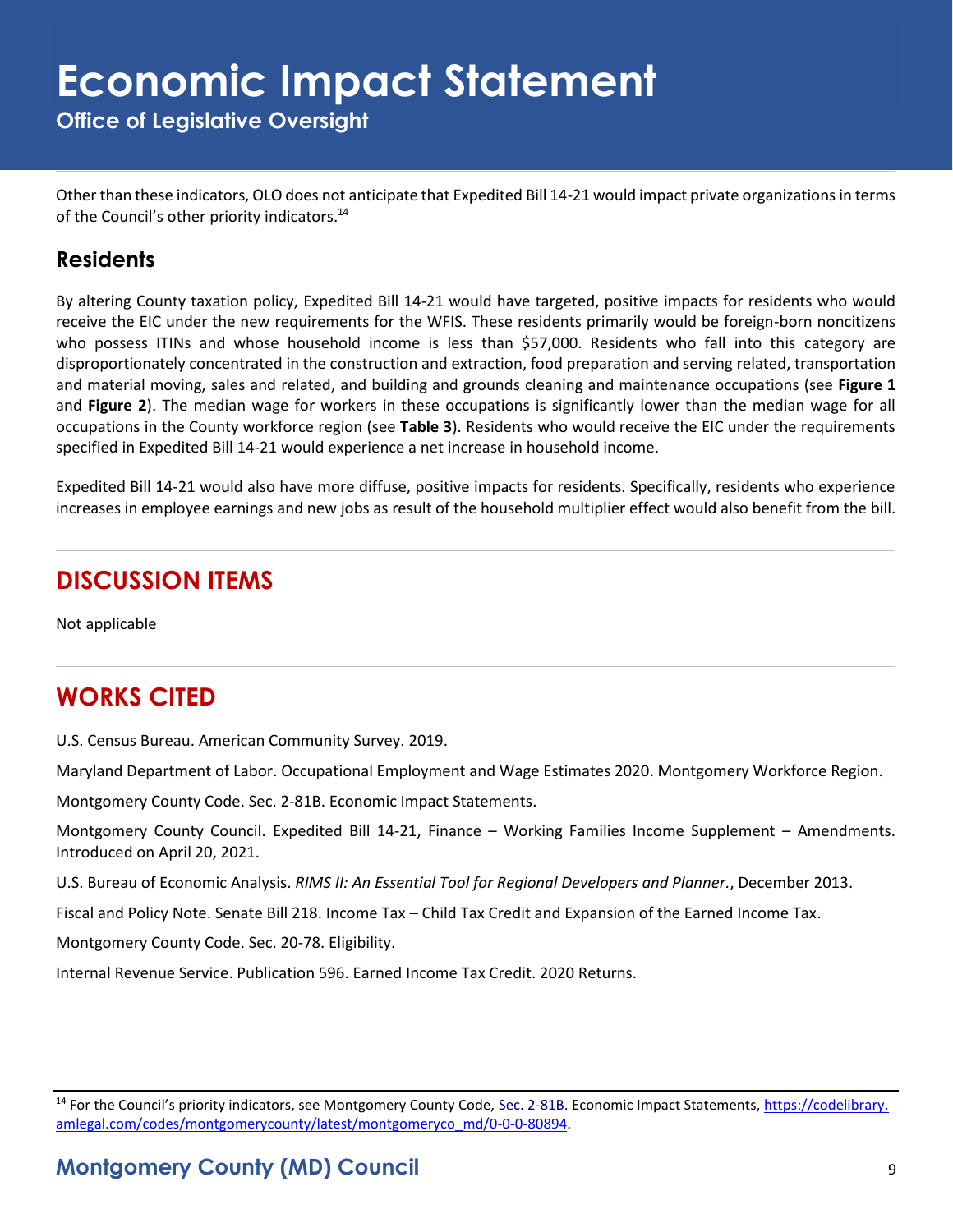Other than these indicators, OLO does not anticipate that Expedited Bill 14-21 would impact private organizations in terms of the Council's other priority indicators.[14]

## Residents

By altering County taxation policy, Expedited Bill 14-21 would have targeted, positive impacts for residents who would receive the EIC under the new requirements for the WFIS. These residents primarily would be foreign-born noncitizens who possess ITINs and whose household income is less than $57,000. Residents who fall into this category are disproportionately concentrated in the construction and extraction, food preparation and serving related, transportation and material moving, sales and related, and building and grounds cleaning and maintenance occupations (see **Figure 1** and **Figure 2**). The median wage for workers in these occupations is significantly lower than the median wage for all occupations in the County workforce region (see **Table 3**). Residents who would receive the EIC under the requirements specified in Expedited Bill 14-21 would experience a net increase in household income.

Expedited Bill 14-21 would also have more diffuse, positive impacts for residents. Specifically, residents who experience increases in employee earnings and new jobs as result of the household multiplier effect would also benefit from the bill.

# DISCUSSION ITEMS

Not applicable

# WORKS CITED

U.S. Census Bureau. American Community Survey. 2019.

Maryland Department of Labor. Occupational Employment and Wage Estimates 2020. Montgomery Workforce Region.

Montgomery County Code. Sec. 2-81B. Economic Impact Statements.

Montgomery County Council. Expedited Bill 14-21, Finance – Working Families Income Supplement – Amendments. Introduced on April 20, 2021.

U.S. Bureau of Economic Analysis. *RIMS II: An Essential Tool for Regional Developers and Planner.*, December 2013.

Fiscal and Policy Note. Senate Bill 218. Income Tax – Child Tax Credit and Expansion of the Earned Income Tax.

Montgomery County Code. Sec. 20-78. Eligibility.

Internal Revenue Service. Publication 596. Earned Income Tax Credit. 2020 Returns.

---

[14] For the Council's priority indicators, see Montgomery County Code, Sec. 2-81B. Economic Impact Statements, https://codelibrary.amlegal.com/codes/montgomerycounty/latest/montgomeryco_md/0-0-0-80894.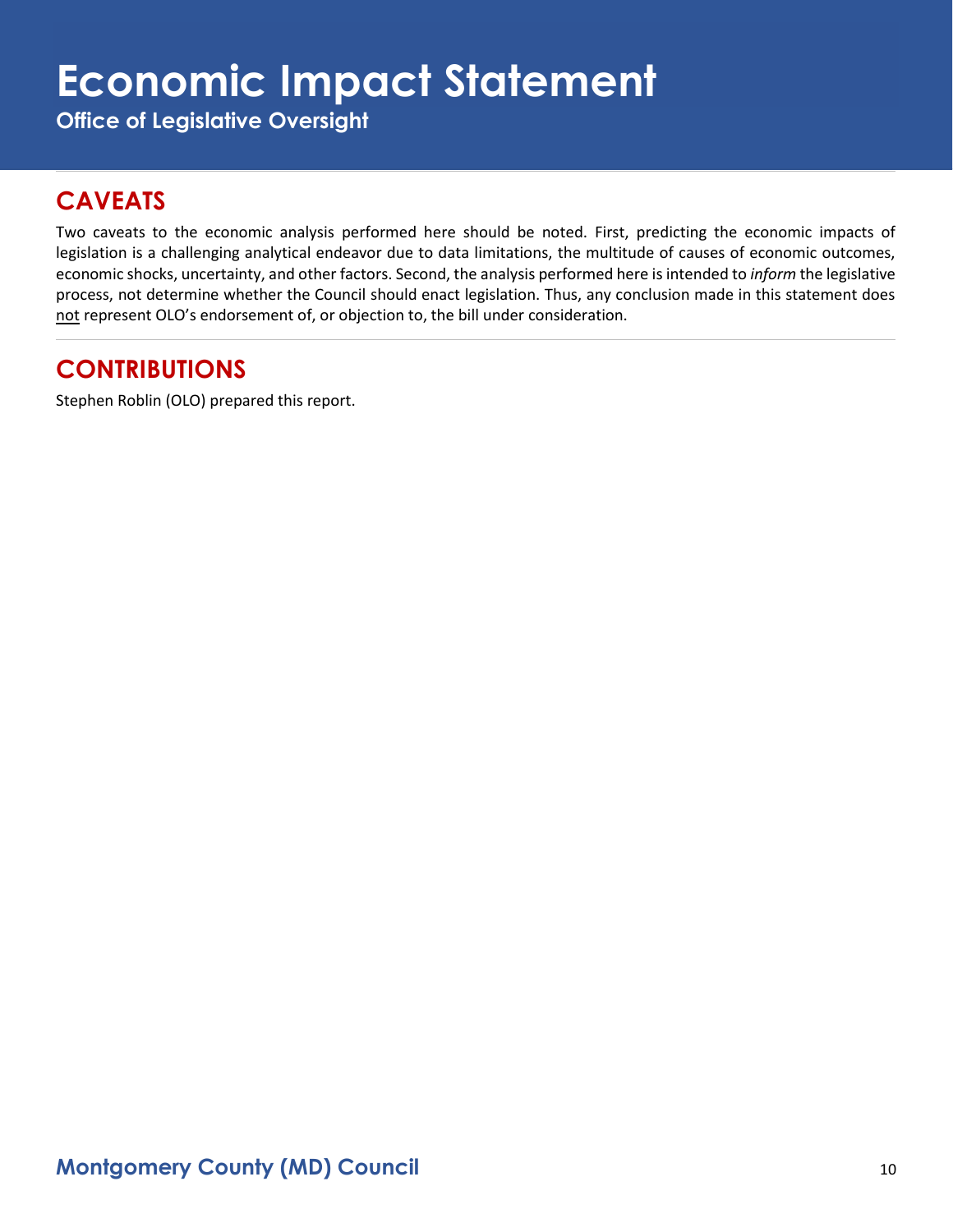## CAVEATS

Two caveats to the economic analysis performed here should be noted. First, predicting the economic impacts of legislation is a challenging analytical endeavor due to data limitations, the multitude of causes of economic outcomes, economic shocks, uncertainty, and other factors. Second, the analysis performed here is intended to *inform* the legislative process, not determine whether the Council should enact legislation. Thus, any conclusion made in this statement does <u>not</u> represent OLO's endorsement of, or objection to, the bill under consideration.

## CONTRIBUTIONS

Stephen Roblin (OLO) prepared this report.